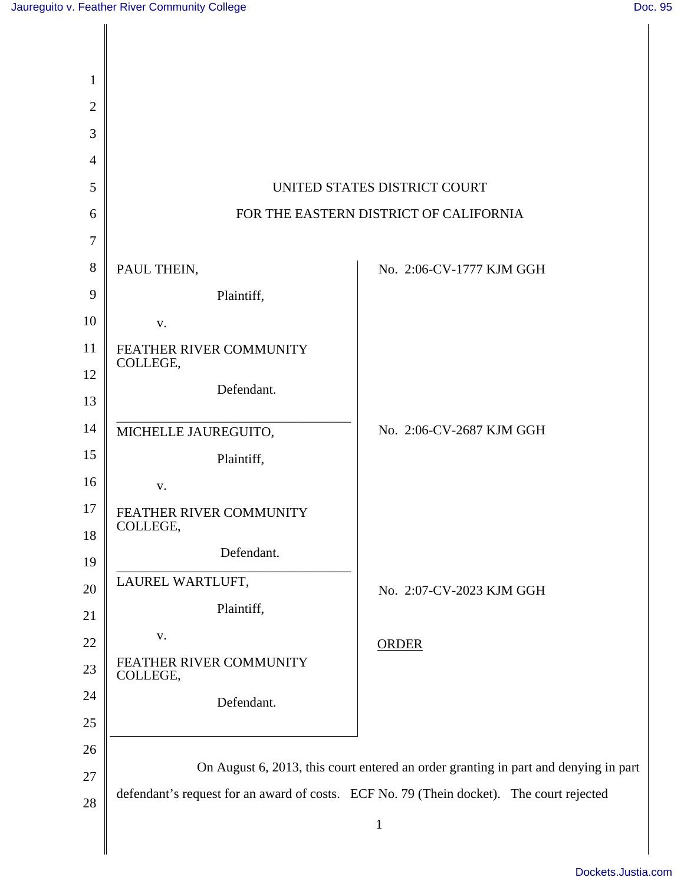UNITED STATES DISTRICT COURT

FOR THE EASTERN DISTRICT OF CALIFORNIA

| | |
|---|---|
| PAUL THEIN, Plaintiff, v. FEATHER RIVER COMMUNITY COLLEGE, Defendant. | No. 2:06-CV-1777 KJM GGH |
| MICHELLE JAUREGUITO, Plaintiff, v. FEATHER RIVER COMMUNITY COLLEGE, Defendant. | No. 2:06-CV-2687 KJM GGH |
| LAUREL WARTLUFT, Plaintiff, v. FEATHER RIVER COMMUNITY COLLEGE, Defendant. | No. 2:07-CV-2023 KJM GGH |

ORDER

On August 6, 2013, this court entered an order granting in part and denying in part defendant's request for an award of costs. ECF No. 79 (Thein docket). The court rejected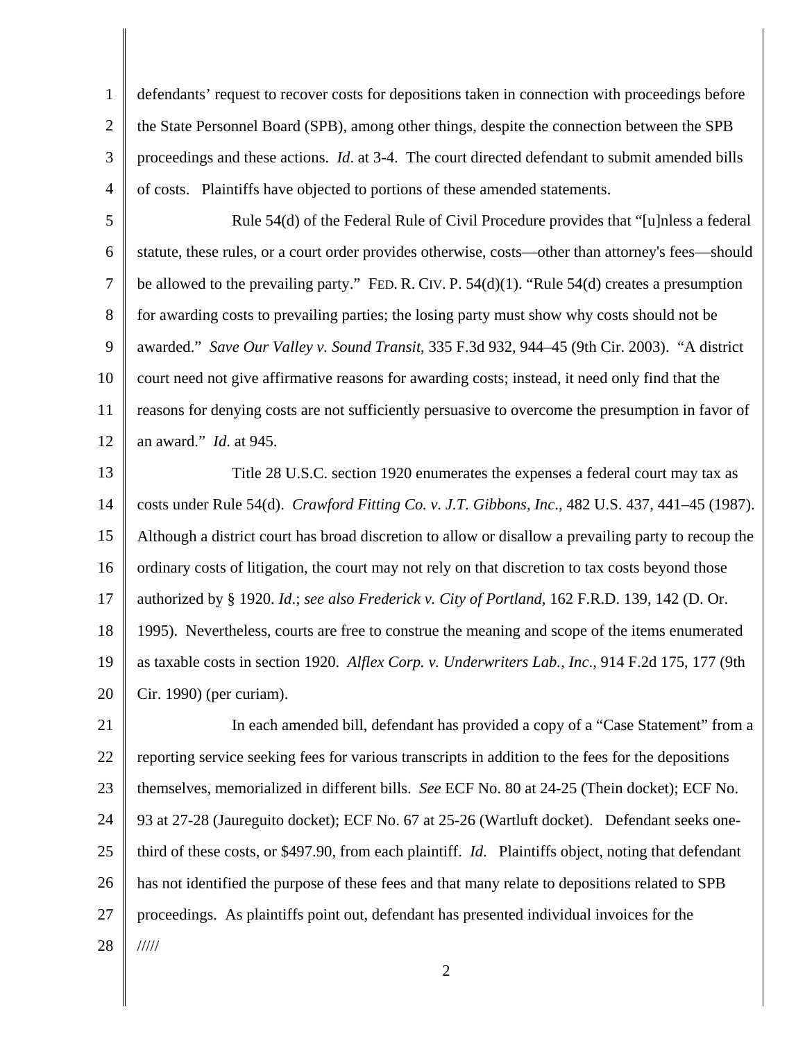defendants' request to recover costs for depositions taken in connection with proceedings before the State Personnel Board (SPB), among other things, despite the connection between the SPB proceedings and these actions. *Id*. at 3-4. The court directed defendant to submit amended bills of costs. Plaintiffs have objected to portions of these amended statements.

Rule 54(d) of the Federal Rule of Civil Procedure provides that "[u]nless a federal statute, these rules, or a court order provides otherwise, costs—other than attorney's fees—should be allowed to the prevailing party." FED. R. CIV. P. 54(d)(1). "Rule 54(d) creates a presumption for awarding costs to prevailing parties; the losing party must show why costs should not be awarded." *Save Our Valley v. Sound Transit*, 335 F.3d 932, 944–45 (9th Cir. 2003). "A district court need not give affirmative reasons for awarding costs; instead, it need only find that the reasons for denying costs are not sufficiently persuasive to overcome the presumption in favor of an award." *Id*. at 945.

Title 28 U.S.C. section 1920 enumerates the expenses a federal court may tax as costs under Rule 54(d). *Crawford Fitting Co. v. J.T. Gibbons, Inc*., 482 U.S. 437, 441–45 (1987). Although a district court has broad discretion to allow or disallow a prevailing party to recoup the ordinary costs of litigation, the court may not rely on that discretion to tax costs beyond those authorized by § 1920. *Id*.; *see also Frederick v. City of Portland*, 162 F.R.D. 139, 142 (D. Or. 1995). Nevertheless, courts are free to construe the meaning and scope of the items enumerated as taxable costs in section 1920. *Alflex Corp. v. Underwriters Lab., Inc*., 914 F.2d 175, 177 (9th Cir. 1990) (per curiam).

In each amended bill, defendant has provided a copy of a "Case Statement" from a reporting service seeking fees for various transcripts in addition to the fees for the depositions themselves, memorialized in different bills. *See* ECF No. 80 at 24-25 (Thein docket); ECF No. 93 at 27-28 (Jaureguito docket); ECF No. 67 at 25-26 (Wartluft docket). Defendant seeks one-third of these costs, or $497.90, from each plaintiff. *Id*. Plaintiffs object, noting that defendant has not identified the purpose of these fees and that many relate to depositions related to SPB proceedings. As plaintiffs point out, defendant has presented individual invoices for the

/////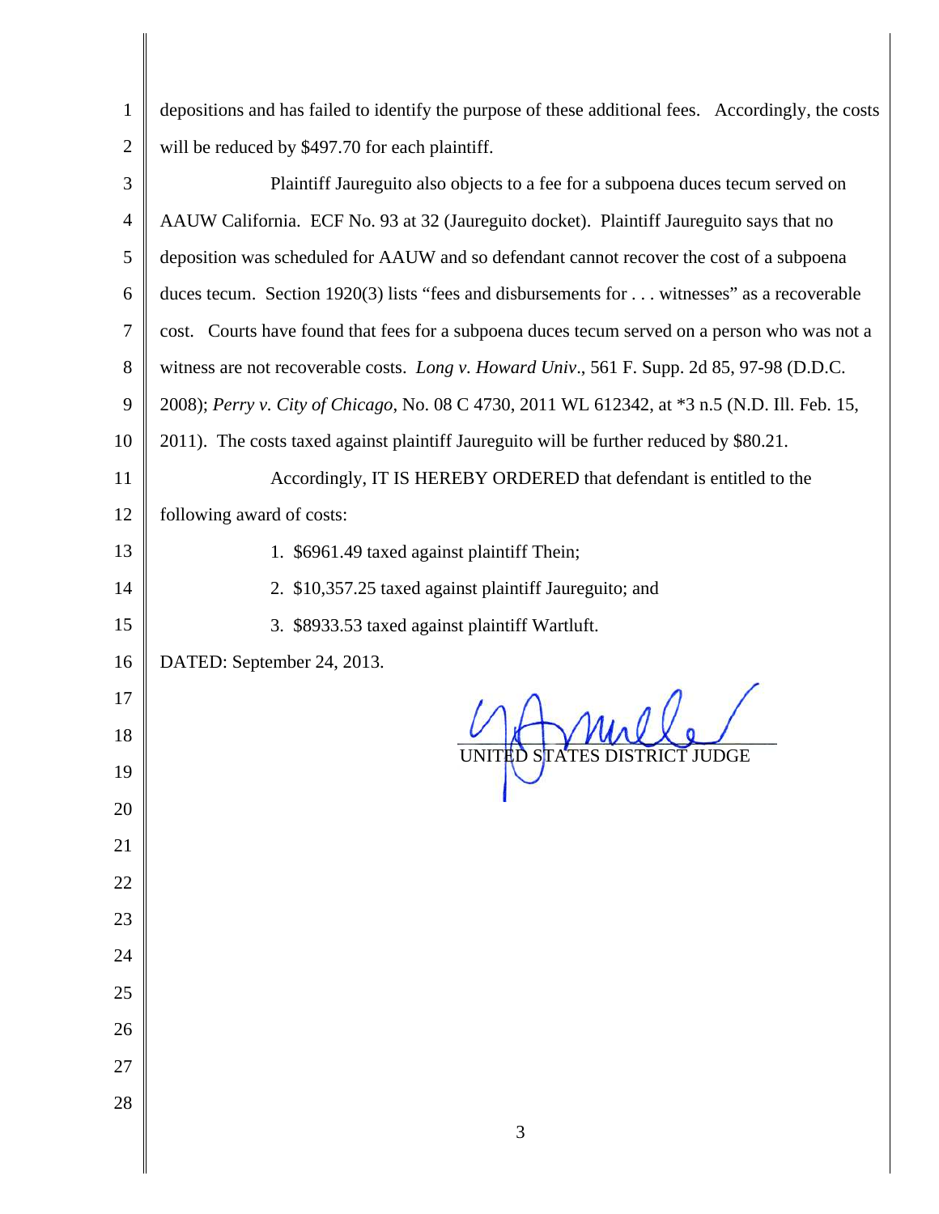depositions and has failed to identify the purpose of these additional fees. Accordingly, the costs will be reduced by $497.70 for each plaintiff.

Plaintiff Jaureguito also objects to a fee for a subpoena duces tecum served on AAUW California. ECF No. 93 at 32 (Jaureguito docket). Plaintiff Jaureguito says that no deposition was scheduled for AAUW and so defendant cannot recover the cost of a subpoena duces tecum. Section 1920(3) lists "fees and disbursements for . . . witnesses" as a recoverable cost. Courts have found that fees for a subpoena duces tecum served on a person who was not a witness are not recoverable costs. *Long v. Howard Univ*., 561 F. Supp. 2d 85, 97-98 (D.D.C. 2008); *Perry v. City of Chicago*, No. 08 C 4730, 2011 WL 612342, at *3 n.5 (N.D. Ill. Feb. 15, 2011). The costs taxed against plaintiff Jaureguito will be further reduced by $80.21.

Accordingly, IT IS HEREBY ORDERED that defendant is entitled to the following award of costs:

1. $6961.49 taxed against plaintiff Thein;
2. $10,357.25 taxed against plaintiff Jaureguito; and
3. $8933.53 taxed against plaintiff Wartluft.

DATED: September 24, 2013.

UNITED STATES DISTRICT JUDGE